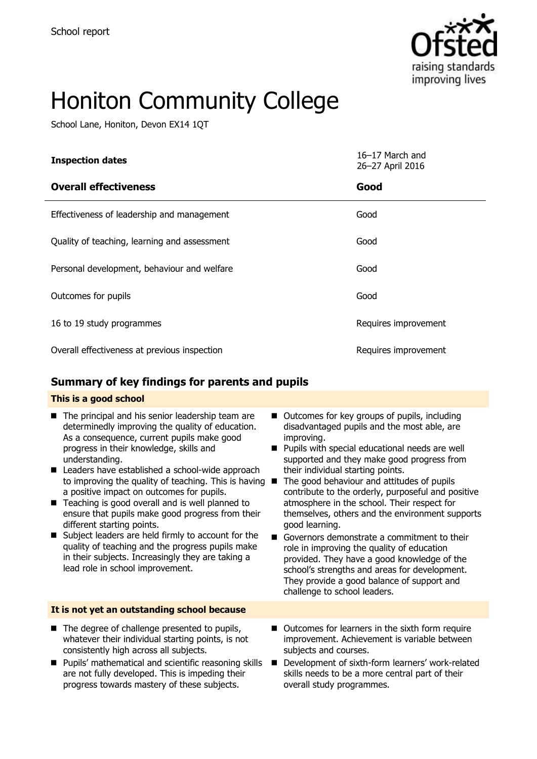School report

# Honiton Community College

School Lane, Honiton, Devon EX14 1QT

| **Inspection dates** | 16–17 March and 26–27 April 2016 |
| --- | --- |
| **Overall effectiveness** | **Good** |
| Effectiveness of leadership and management | Good |
| Quality of teaching, learning and assessment | Good |
| Personal development, behaviour and welfare | Good |
| Outcomes for pupils | Good |
| 16 to 19 study programmes | Requires improvement |
| Overall effectiveness at previous inspection | Requires improvement |

## Summary of key findings for parents and pupils

### This is a good school

- The principal and his senior leadership team are determinedly improving the quality of education. As a consequence, current pupils make good progress in their knowledge, skills and understanding.
- Leaders have established a school-wide approach to improving the quality of teaching. This is having a positive impact on outcomes for pupils.
- Teaching is good overall and is well planned to ensure that pupils make good progress from their different starting points.
- Subject leaders are held firmly to account for the quality of teaching and the progress pupils make in their subjects. Increasingly they are taking a lead role in school improvement.
- Outcomes for key groups of pupils, including disadvantaged pupils and the most able, are improving.
- Pupils with special educational needs are well supported and they make good progress from their individual starting points.
- The good behaviour and attitudes of pupils contribute to the orderly, purposeful and positive atmosphere in the school. Their respect for themselves, others and the environment supports good learning.
- Governors demonstrate a commitment to their role in improving the quality of education provided. They have a good knowledge of the school's strengths and areas for development. They provide a good balance of support and challenge to school leaders.

### It is not yet an outstanding school because

- The degree of challenge presented to pupils, whatever their individual starting points, is not consistently high across all subjects.
- Pupils' mathematical and scientific reasoning skills are not fully developed. This is impeding their progress towards mastery of these subjects.
- Outcomes for learners in the sixth form require improvement. Achievement is variable between subjects and courses.
- Development of sixth-form learners' work-related skills needs to be a more central part of their overall study programmes.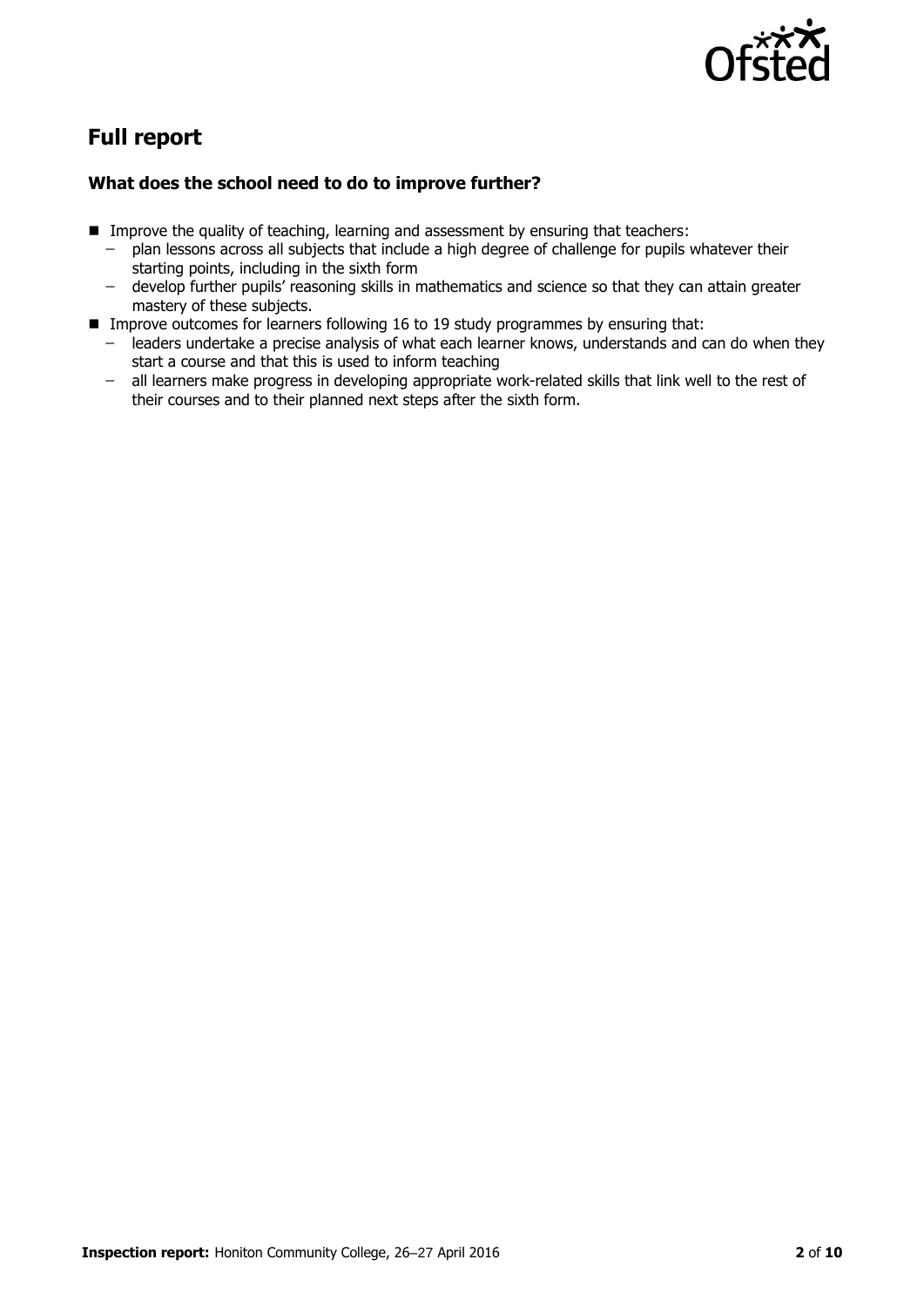## Full report

### What does the school need to do to improve further?

- Improve the quality of teaching, learning and assessment by ensuring that teachers:
  - plan lessons across all subjects that include a high degree of challenge for pupils whatever their starting points, including in the sixth form
  - develop further pupils' reasoning skills in mathematics and science so that they can attain greater mastery of these subjects.
- Improve outcomes for learners following 16 to 19 study programmes by ensuring that:
  - leaders undertake a precise analysis of what each learner knows, understands and can do when they start a course and that this is used to inform teaching
  - all learners make progress in developing appropriate work-related skills that link well to the rest of their courses and to their planned next steps after the sixth form.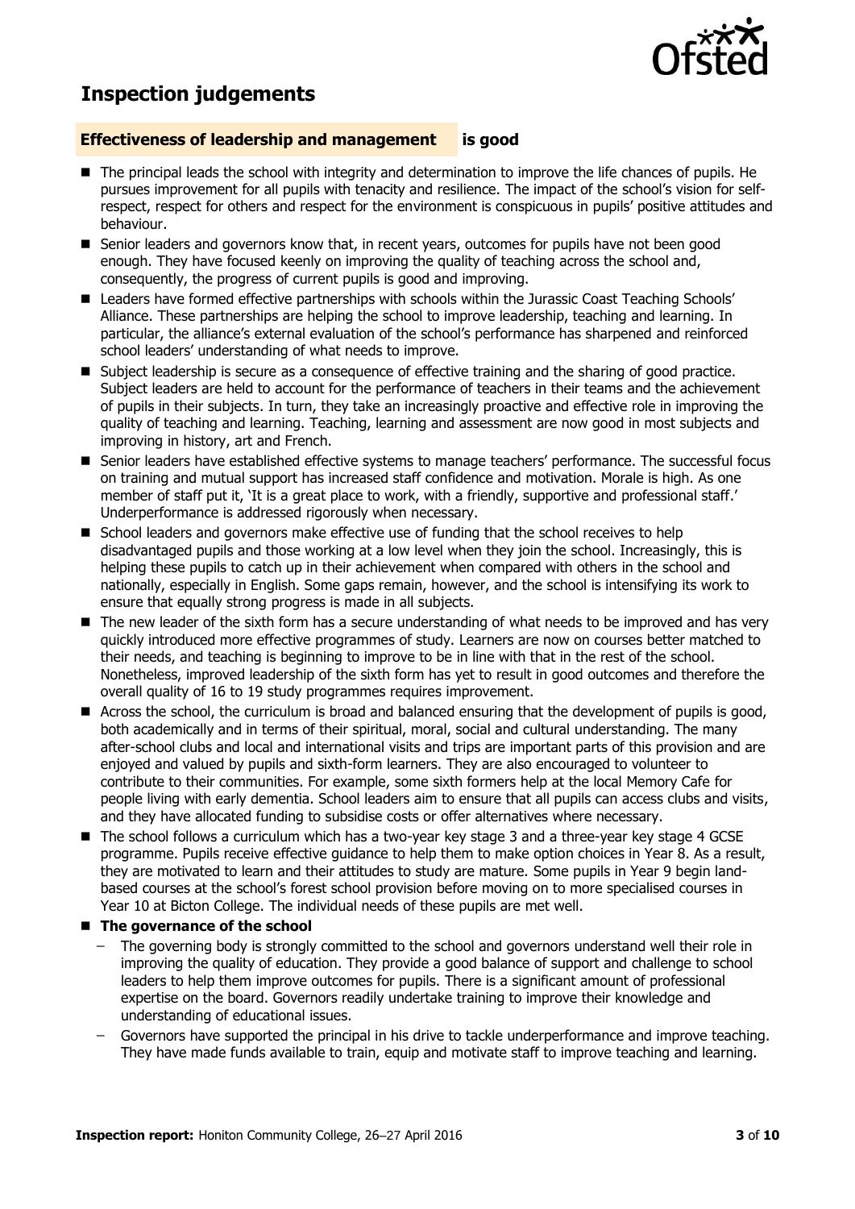# Inspection judgements

## Effectiveness of leadership and management is good

- The principal leads the school with integrity and determination to improve the life chances of pupils. He pursues improvement for all pupils with tenacity and resilience. The impact of the school's vision for self-respect, respect for others and respect for the environment is conspicuous in pupils' positive attitudes and behaviour.
- Senior leaders and governors know that, in recent years, outcomes for pupils have not been good enough. They have focused keenly on improving the quality of teaching across the school and, consequently, the progress of current pupils is good and improving.
- Leaders have formed effective partnerships with schools within the Jurassic Coast Teaching Schools' Alliance. These partnerships are helping the school to improve leadership, teaching and learning. In particular, the alliance's external evaluation of the school's performance has sharpened and reinforced school leaders' understanding of what needs to improve.
- Subject leadership is secure as a consequence of effective training and the sharing of good practice. Subject leaders are held to account for the performance of teachers in their teams and the achievement of pupils in their subjects. In turn, they take an increasingly proactive and effective role in improving the quality of teaching and learning. Teaching, learning and assessment are now good in most subjects and improving in history, art and French.
- Senior leaders have established effective systems to manage teachers' performance. The successful focus on training and mutual support has increased staff confidence and motivation. Morale is high. As one member of staff put it, 'It is a great place to work, with a friendly, supportive and professional staff.' Underperformance is addressed rigorously when necessary.
- School leaders and governors make effective use of funding that the school receives to help disadvantaged pupils and those working at a low level when they join the school. Increasingly, this is helping these pupils to catch up in their achievement when compared with others in the school and nationally, especially in English. Some gaps remain, however, and the school is intensifying its work to ensure that equally strong progress is made in all subjects.
- The new leader of the sixth form has a secure understanding of what needs to be improved and has very quickly introduced more effective programmes of study. Learners are now on courses better matched to their needs, and teaching is beginning to improve to be in line with that in the rest of the school. Nonetheless, improved leadership of the sixth form has yet to result in good outcomes and therefore the overall quality of 16 to 19 study programmes requires improvement.
- Across the school, the curriculum is broad and balanced ensuring that the development of pupils is good, both academically and in terms of their spiritual, moral, social and cultural understanding. The many after-school clubs and local and international visits and trips are important parts of this provision and are enjoyed and valued by pupils and sixth-form learners. They are also encouraged to volunteer to contribute to their communities. For example, some sixth formers help at the local Memory Cafe for people living with early dementia. School leaders aim to ensure that all pupils can access clubs and visits, and they have allocated funding to subsidise costs or offer alternatives where necessary.
- The school follows a curriculum which has a two-year key stage 3 and a three-year key stage 4 GCSE programme. Pupils receive effective guidance to help them to make option choices in Year 8. As a result, they are motivated to learn and their attitudes to study are mature. Some pupils in Year 9 begin land-based courses at the school's forest school provision before moving on to more specialised courses in Year 10 at Bicton College. The individual needs of these pupils are met well.
- **The governance of the school**
  - The governing body is strongly committed to the school and governors understand well their role in improving the quality of education. They provide a good balance of support and challenge to school leaders to help them improve outcomes for pupils. There is a significant amount of professional expertise on the board. Governors readily undertake training to improve their knowledge and understanding of educational issues.
  - Governors have supported the principal in his drive to tackle underperformance and improve teaching. They have made funds available to train, equip and motivate staff to improve teaching and learning.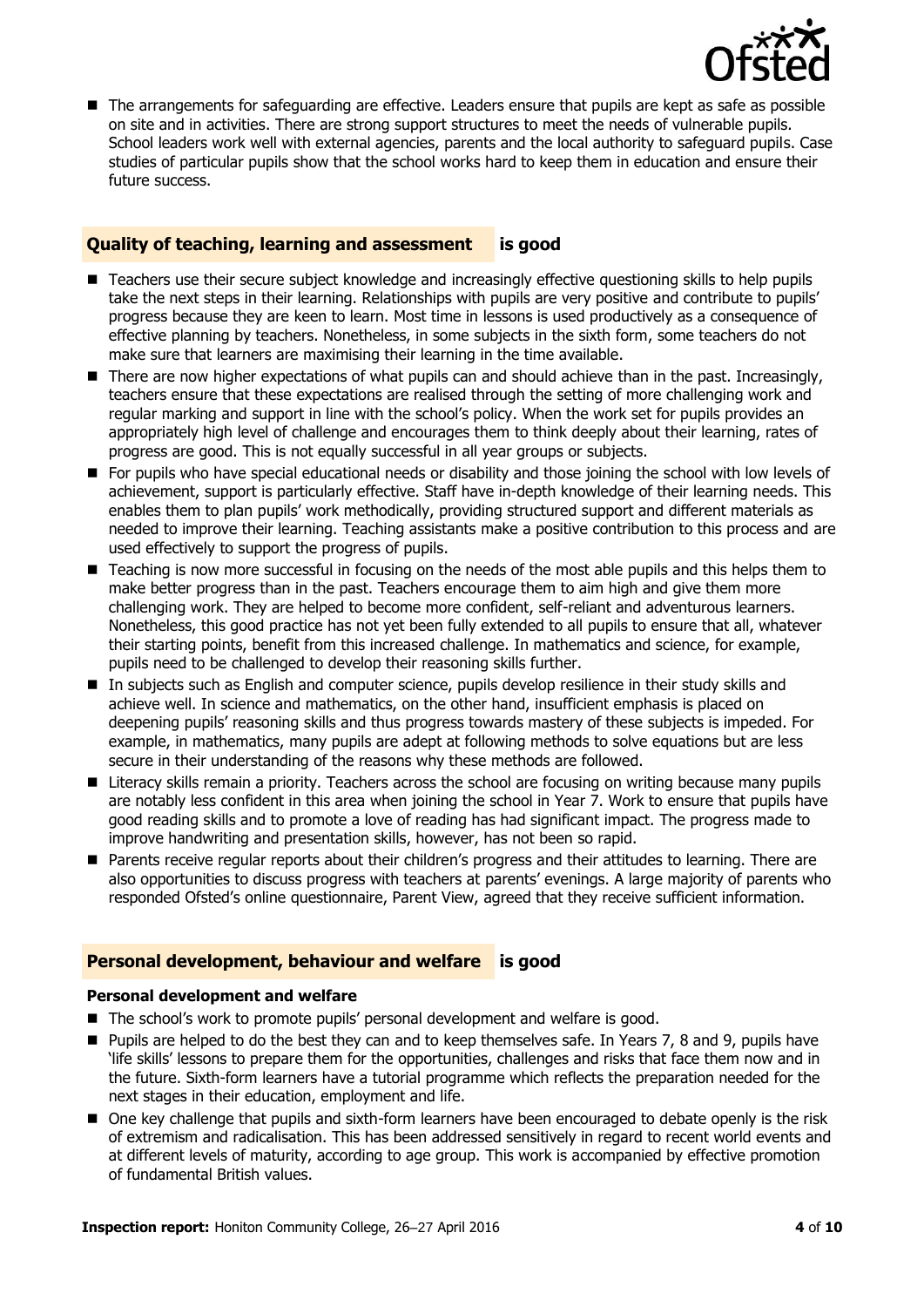- The arrangements for safeguarding are effective. Leaders ensure that pupils are kept as safe as possible on site and in activities. There are strong support structures to meet the needs of vulnerable pupils. School leaders work well with external agencies, parents and the local authority to safeguard pupils. Case studies of particular pupils show that the school works hard to keep them in education and ensure their future success.

## Quality of teaching, learning and assessment is good

- Teachers use their secure subject knowledge and increasingly effective questioning skills to help pupils take the next steps in their learning. Relationships with pupils are very positive and contribute to pupils' progress because they are keen to learn. Most time in lessons is used productively as a consequence of effective planning by teachers. Nonetheless, in some subjects in the sixth form, some teachers do not make sure that learners are maximising their learning in the time available.
- There are now higher expectations of what pupils can and should achieve than in the past. Increasingly, teachers ensure that these expectations are realised through the setting of more challenging work and regular marking and support in line with the school's policy. When the work set for pupils provides an appropriately high level of challenge and encourages them to think deeply about their learning, rates of progress are good. This is not equally successful in all year groups or subjects.
- For pupils who have special educational needs or disability and those joining the school with low levels of achievement, support is particularly effective. Staff have in-depth knowledge of their learning needs. This enables them to plan pupils' work methodically, providing structured support and different materials as needed to improve their learning. Teaching assistants make a positive contribution to this process and are used effectively to support the progress of pupils.
- Teaching is now more successful in focusing on the needs of the most able pupils and this helps them to make better progress than in the past. Teachers encourage them to aim high and give them more challenging work. They are helped to become more confident, self-reliant and adventurous learners. Nonetheless, this good practice has not yet been fully extended to all pupils to ensure that all, whatever their starting points, benefit from this increased challenge. In mathematics and science, for example, pupils need to be challenged to develop their reasoning skills further.
- In subjects such as English and computer science, pupils develop resilience in their study skills and achieve well. In science and mathematics, on the other hand, insufficient emphasis is placed on deepening pupils' reasoning skills and thus progress towards mastery of these subjects is impeded. For example, in mathematics, many pupils are adept at following methods to solve equations but are less secure in their understanding of the reasons why these methods are followed.
- Literacy skills remain a priority. Teachers across the school are focusing on writing because many pupils are notably less confident in this area when joining the school in Year 7. Work to ensure that pupils have good reading skills and to promote a love of reading has had significant impact. The progress made to improve handwriting and presentation skills, however, has not been so rapid.
- Parents receive regular reports about their children's progress and their attitudes to learning. There are also opportunities to discuss progress with teachers at parents' evenings. A large majority of parents who responded Ofsted's online questionnaire, Parent View, agreed that they receive sufficient information.

## Personal development, behaviour and welfare is good

### Personal development and welfare

- The school's work to promote pupils' personal development and welfare is good.
- Pupils are helped to do the best they can and to keep themselves safe. In Years 7, 8 and 9, pupils have 'life skills' lessons to prepare them for the opportunities, challenges and risks that face them now and in the future. Sixth-form learners have a tutorial programme which reflects the preparation needed for the next stages in their education, employment and life.
- One key challenge that pupils and sixth-form learners have been encouraged to debate openly is the risk of extremism and radicalisation. This has been addressed sensitively in regard to recent world events and at different levels of maturity, according to age group. This work is accompanied by effective promotion of fundamental British values.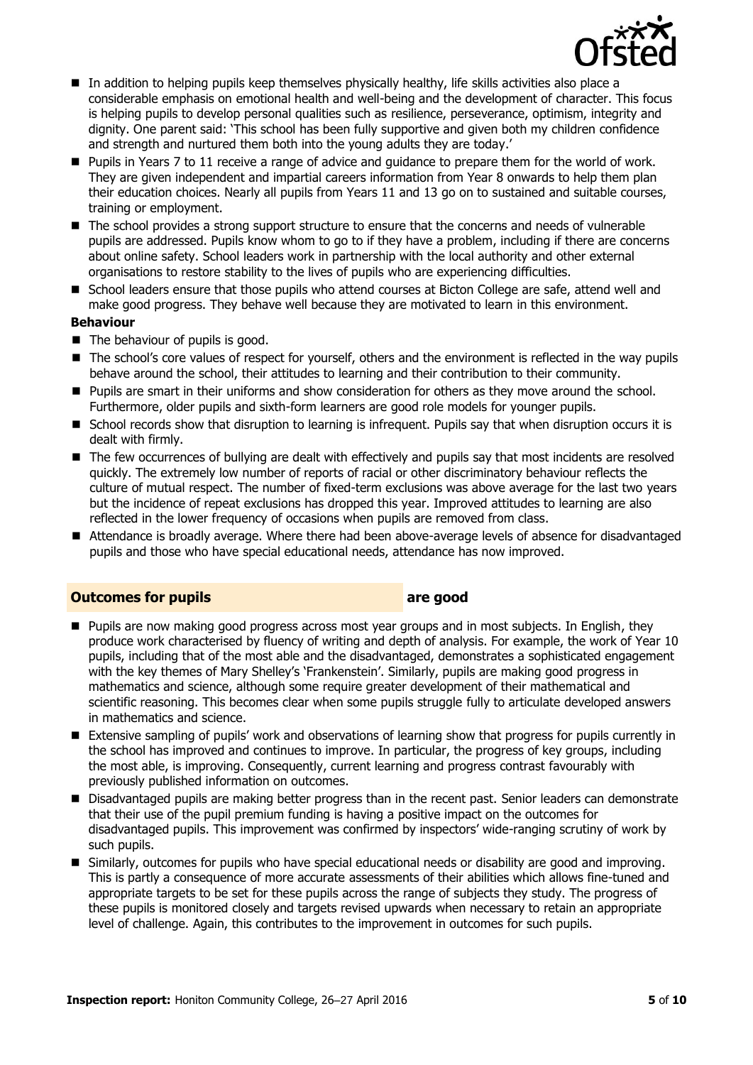- In addition to helping pupils keep themselves physically healthy, life skills activities also place a considerable emphasis on emotional health and well-being and the development of character. This focus is helping pupils to develop personal qualities such as resilience, perseverance, optimism, integrity and dignity. One parent said: 'This school has been fully supportive and given both my children confidence and strength and nurtured them both into the young adults they are today.'
- Pupils in Years 7 to 11 receive a range of advice and guidance to prepare them for the world of work. They are given independent and impartial careers information from Year 8 onwards to help them plan their education choices. Nearly all pupils from Years 11 and 13 go on to sustained and suitable courses, training or employment.
- The school provides a strong support structure to ensure that the concerns and needs of vulnerable pupils are addressed. Pupils know whom to go to if they have a problem, including if there are concerns about online safety. School leaders work in partnership with the local authority and other external organisations to restore stability to the lives of pupils who are experiencing difficulties.
- School leaders ensure that those pupils who attend courses at Bicton College are safe, attend well and make good progress. They behave well because they are motivated to learn in this environment.

**Behaviour**

- The behaviour of pupils is good.
- The school's core values of respect for yourself, others and the environment is reflected in the way pupils behave around the school, their attitudes to learning and their contribution to their community.
- Pupils are smart in their uniforms and show consideration for others as they move around the school. Furthermore, older pupils and sixth-form learners are good role models for younger pupils.
- School records show that disruption to learning is infrequent. Pupils say that when disruption occurs it is dealt with firmly.
- The few occurrences of bullying are dealt with effectively and pupils say that most incidents are resolved quickly. The extremely low number of reports of racial or other discriminatory behaviour reflects the culture of mutual respect. The number of fixed-term exclusions was above average for the last two years but the incidence of repeat exclusions has dropped this year. Improved attitudes to learning are also reflected in the lower frequency of occasions when pupils are removed from class.
- Attendance is broadly average. Where there had been above-average levels of absence for disadvantaged pupils and those who have special educational needs, attendance has now improved.

## Outcomes for pupils — are good

- Pupils are now making good progress across most year groups and in most subjects. In English, they produce work characterised by fluency of writing and depth of analysis. For example, the work of Year 10 pupils, including that of the most able and the disadvantaged, demonstrates a sophisticated engagement with the key themes of Mary Shelley's 'Frankenstein'. Similarly, pupils are making good progress in mathematics and science, although some require greater development of their mathematical and scientific reasoning. This becomes clear when some pupils struggle fully to articulate developed answers in mathematics and science.
- Extensive sampling of pupils' work and observations of learning show that progress for pupils currently in the school has improved and continues to improve. In particular, the progress of key groups, including the most able, is improving. Consequently, current learning and progress contrast favourably with previously published information on outcomes.
- Disadvantaged pupils are making better progress than in the recent past. Senior leaders can demonstrate that their use of the pupil premium funding is having a positive impact on the outcomes for disadvantaged pupils. This improvement was confirmed by inspectors' wide-ranging scrutiny of work by such pupils.
- Similarly, outcomes for pupils who have special educational needs or disability are good and improving. This is partly a consequence of more accurate assessments of their abilities which allows fine-tuned and appropriate targets to be set for these pupils across the range of subjects they study. The progress of these pupils is monitored closely and targets revised upwards when necessary to retain an appropriate level of challenge. Again, this contributes to the improvement in outcomes for such pupils.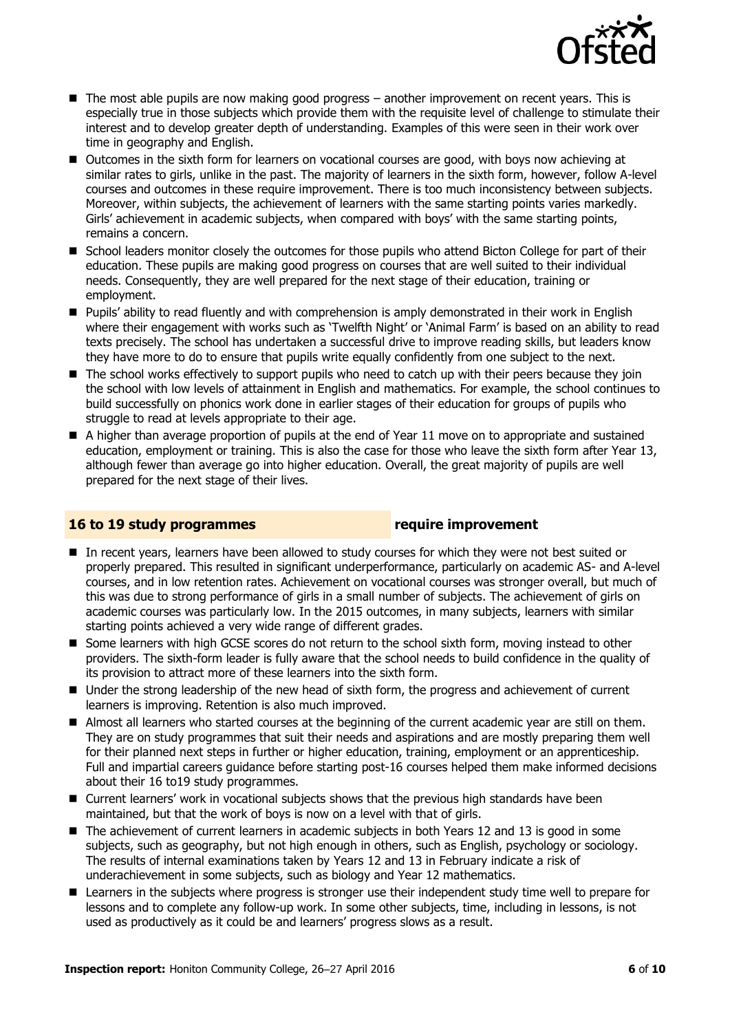- The most able pupils are now making good progress – another improvement on recent years. This is especially true in those subjects which provide them with the requisite level of challenge to stimulate their interest and to develop greater depth of understanding. Examples of this were seen in their work over time in geography and English.
- Outcomes in the sixth form for learners on vocational courses are good, with boys now achieving at similar rates to girls, unlike in the past. The majority of learners in the sixth form, however, follow A-level courses and outcomes in these require improvement. There is too much inconsistency between subjects. Moreover, within subjects, the achievement of learners with the same starting points varies markedly. Girls' achievement in academic subjects, when compared with boys' with the same starting points, remains a concern.
- School leaders monitor closely the outcomes for those pupils who attend Bicton College for part of their education. These pupils are making good progress on courses that are well suited to their individual needs. Consequently, they are well prepared for the next stage of their education, training or employment.
- Pupils' ability to read fluently and with comprehension is amply demonstrated in their work in English where their engagement with works such as 'Twelfth Night' or 'Animal Farm' is based on an ability to read texts precisely. The school has undertaken a successful drive to improve reading skills, but leaders know they have more to do to ensure that pupils write equally confidently from one subject to the next.
- The school works effectively to support pupils who need to catch up with their peers because they join the school with low levels of attainment in English and mathematics. For example, the school continues to build successfully on phonics work done in earlier stages of their education for groups of pupils who struggle to read at levels appropriate to their age.
- A higher than average proportion of pupils at the end of Year 11 move on to appropriate and sustained education, employment or training. This is also the case for those who leave the sixth form after Year 13, although fewer than average go into higher education. Overall, the great majority of pupils are well prepared for the next stage of their lives.

## 16 to 19 study programmes **require improvement**

- In recent years, learners have been allowed to study courses for which they were not best suited or properly prepared. This resulted in significant underperformance, particularly on academic AS- and A-level courses, and in low retention rates. Achievement on vocational courses was stronger overall, but much of this was due to strong performance of girls in a small number of subjects. The achievement of girls on academic courses was particularly low. In the 2015 outcomes, in many subjects, learners with similar starting points achieved a very wide range of different grades.
- Some learners with high GCSE scores do not return to the school sixth form, moving instead to other providers. The sixth-form leader is fully aware that the school needs to build confidence in the quality of its provision to attract more of these learners into the sixth form.
- Under the strong leadership of the new head of sixth form, the progress and achievement of current learners is improving. Retention is also much improved.
- Almost all learners who started courses at the beginning of the current academic year are still on them. They are on study programmes that suit their needs and aspirations and are mostly preparing them well for their planned next steps in further or higher education, training, employment or an apprenticeship. Full and impartial careers guidance before starting post-16 courses helped them make informed decisions about their 16 to19 study programmes.
- Current learners' work in vocational subjects shows that the previous high standards have been maintained, but that the work of boys is now on a level with that of girls.
- The achievement of current learners in academic subjects in both Years 12 and 13 is good in some subjects, such as geography, but not high enough in others, such as English, psychology or sociology. The results of internal examinations taken by Years 12 and 13 in February indicate a risk of underachievement in some subjects, such as biology and Year 12 mathematics.
- Learners in the subjects where progress is stronger use their independent study time well to prepare for lessons and to complete any follow-up work. In some other subjects, time, including in lessons, is not used as productively as it could be and learners' progress slows as a result.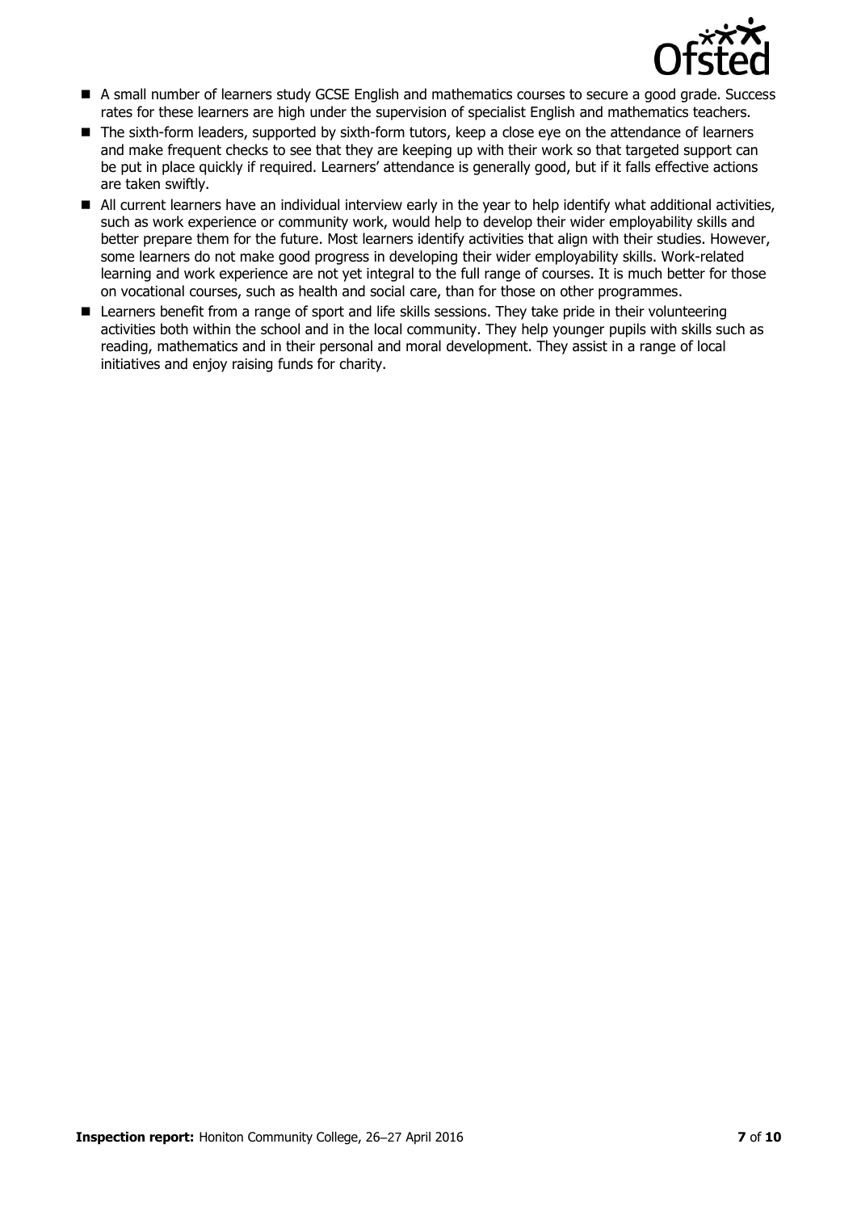- A small number of learners study GCSE English and mathematics courses to secure a good grade. Success rates for these learners are high under the supervision of specialist English and mathematics teachers.
- The sixth-form leaders, supported by sixth-form tutors, keep a close eye on the attendance of learners and make frequent checks to see that they are keeping up with their work so that targeted support can be put in place quickly if required. Learners' attendance is generally good, but if it falls effective actions are taken swiftly.
- All current learners have an individual interview early in the year to help identify what additional activities, such as work experience or community work, would help to develop their wider employability skills and better prepare them for the future. Most learners identify activities that align with their studies. However, some learners do not make good progress in developing their wider employability skills. Work-related learning and work experience are not yet integral to the full range of courses. It is much better for those on vocational courses, such as health and social care, than for those on other programmes.
- Learners benefit from a range of sport and life skills sessions. They take pride in their volunteering activities both within the school and in the local community. They help younger pupils with skills such as reading, mathematics and in their personal and moral development. They assist in a range of local initiatives and enjoy raising funds for charity.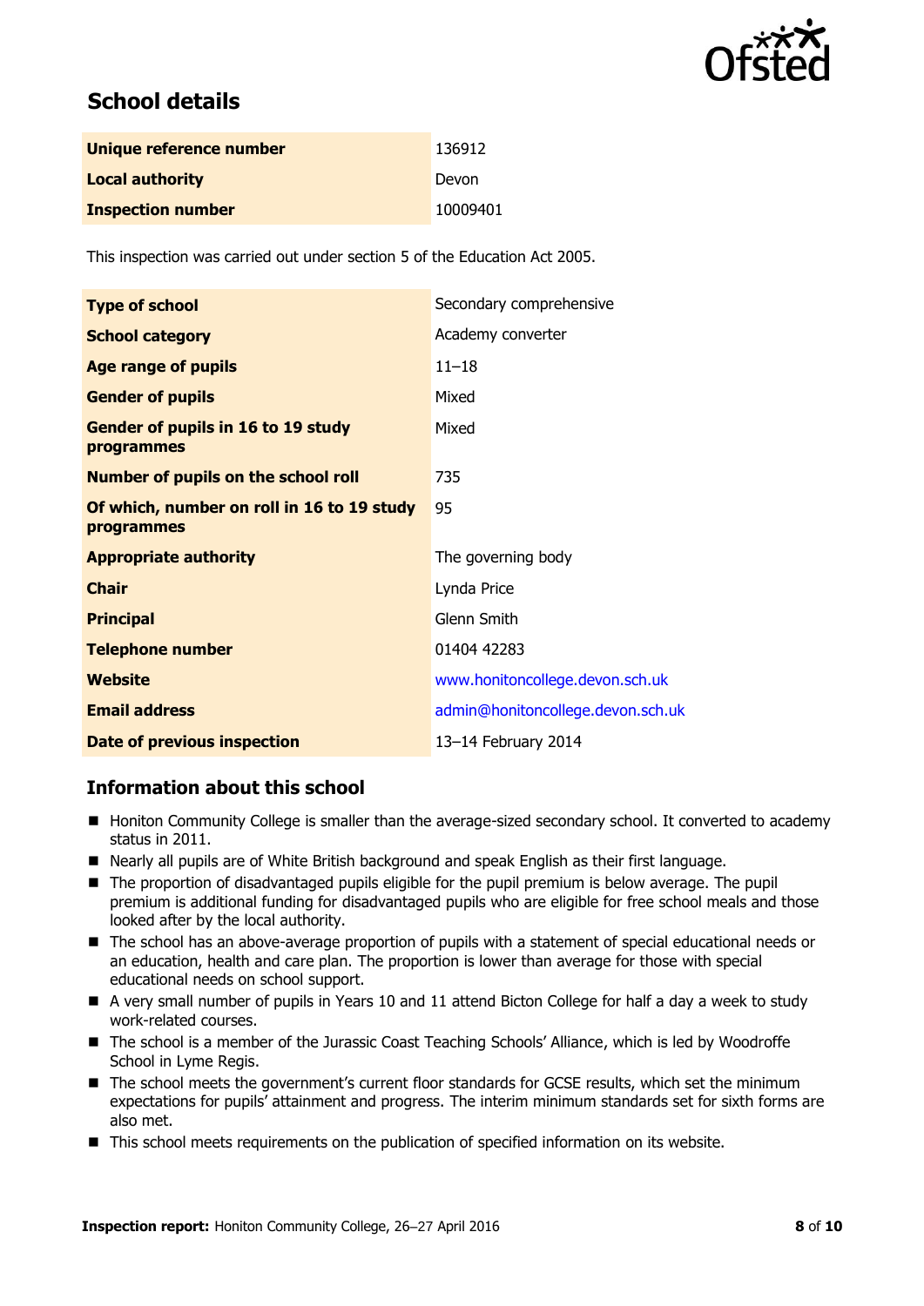## School details

| | |
|---|---|
| **Unique reference number** | 136912 |
| **Local authority** | Devon |
| **Inspection number** | 10009401 |

This inspection was carried out under section 5 of the Education Act 2005.

| | |
|---|---|
| **Type of school** | Secondary comprehensive |
| **School category** | Academy converter |
| **Age range of pupils** | 11–18 |
| **Gender of pupils** | Mixed |
| **Gender of pupils in 16 to 19 study programmes** | Mixed |
| **Number of pupils on the school roll** | 735 |
| **Of which, number on roll in 16 to 19 study programmes** | 95 |
| **Appropriate authority** | The governing body |
| **Chair** | Lynda Price |
| **Principal** | Glenn Smith |
| **Telephone number** | 01404 42283 |
| **Website** | www.honitoncollege.devon.sch.uk |
| **Email address** | admin@honitoncollege.devon.sch.uk |
| **Date of previous inspection** | 13–14 February 2014 |

### Information about this school

- Honiton Community College is smaller than the average-sized secondary school. It converted to academy status in 2011.
- Nearly all pupils are of White British background and speak English as their first language.
- The proportion of disadvantaged pupils eligible for the pupil premium is below average. The pupil premium is additional funding for disadvantaged pupils who are eligible for free school meals and those looked after by the local authority.
- The school has an above-average proportion of pupils with a statement of special educational needs or an education, health and care plan. The proportion is lower than average for those with special educational needs on school support.
- A very small number of pupils in Years 10 and 11 attend Bicton College for half a day a week to study work-related courses.
- The school is a member of the Jurassic Coast Teaching Schools' Alliance, which is led by Woodroffe School in Lyme Regis.
- The school meets the government's current floor standards for GCSE results, which set the minimum expectations for pupils' attainment and progress. The interim minimum standards set for sixth forms are also met.
- This school meets requirements on the publication of specified information on its website.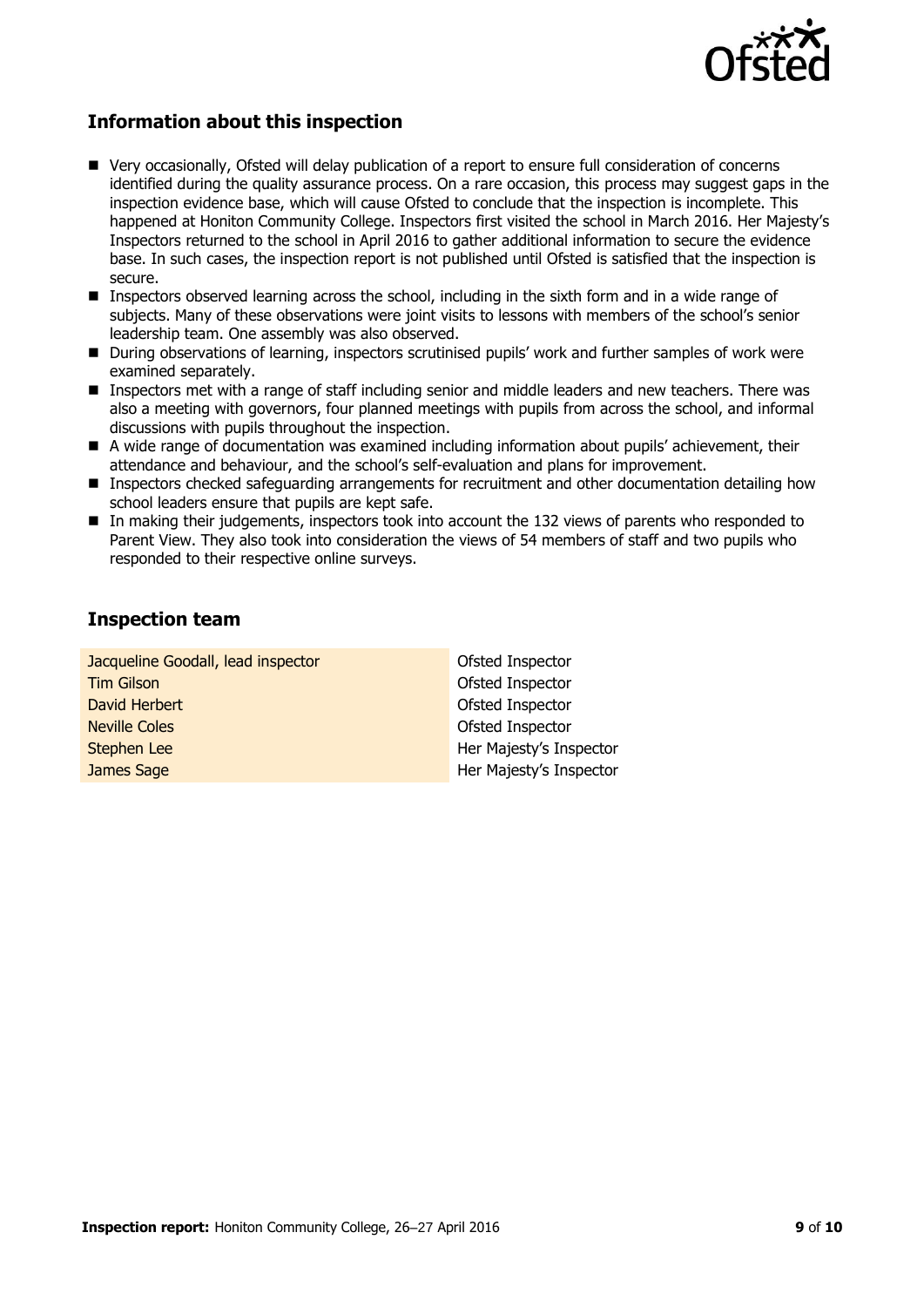## Information about this inspection

- Very occasionally, Ofsted will delay publication of a report to ensure full consideration of concerns identified during the quality assurance process. On a rare occasion, this process may suggest gaps in the inspection evidence base, which will cause Ofsted to conclude that the inspection is incomplete. This happened at Honiton Community College. Inspectors first visited the school in March 2016. Her Majesty's Inspectors returned to the school in April 2016 to gather additional information to secure the evidence base. In such cases, the inspection report is not published until Ofsted is satisfied that the inspection is secure.
- Inspectors observed learning across the school, including in the sixth form and in a wide range of subjects. Many of these observations were joint visits to lessons with members of the school's senior leadership team. One assembly was also observed.
- During observations of learning, inspectors scrutinised pupils' work and further samples of work were examined separately.
- Inspectors met with a range of staff including senior and middle leaders and new teachers. There was also a meeting with governors, four planned meetings with pupils from across the school, and informal discussions with pupils throughout the inspection.
- A wide range of documentation was examined including information about pupils' achievement, their attendance and behaviour, and the school's self-evaluation and plans for improvement.
- Inspectors checked safeguarding arrangements for recruitment and other documentation detailing how school leaders ensure that pupils are kept safe.
- In making their judgements, inspectors took into account the 132 views of parents who responded to Parent View. They also took into consideration the views of 54 members of staff and two pupils who responded to their respective online surveys.

## Inspection team

| | |
|---|---|
| Jacqueline Goodall, lead inspector | Ofsted Inspector |
| Tim Gilson | Ofsted Inspector |
| David Herbert | Ofsted Inspector |
| Neville Coles | Ofsted Inspector |
| Stephen Lee | Her Majesty's Inspector |
| James Sage | Her Majesty's Inspector |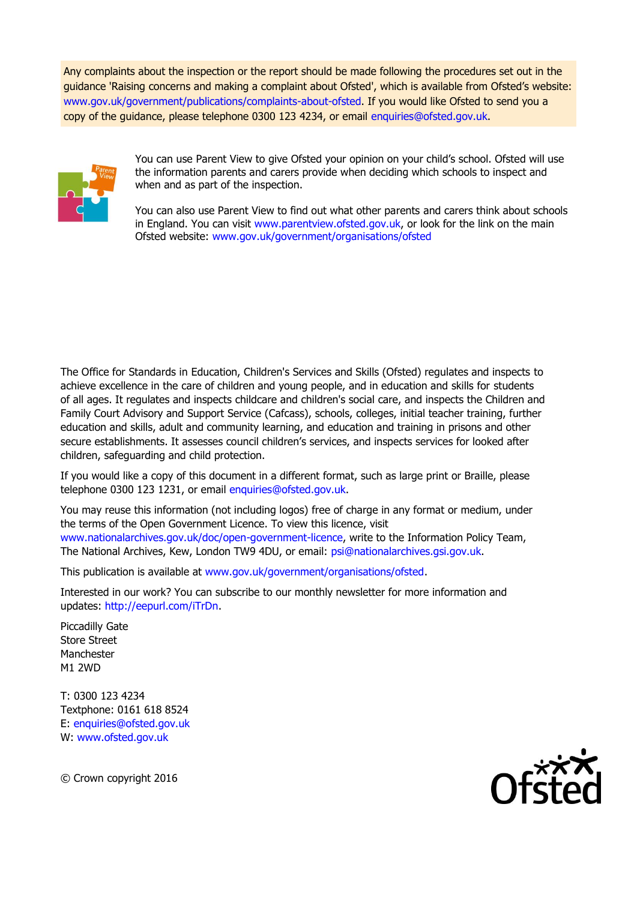Any complaints about the inspection or the report should be made following the procedures set out in the guidance 'Raising concerns and making a complaint about Ofsted', which is available from Ofsted's website: www.gov.uk/government/publications/complaints-about-ofsted. If you would like Ofsted to send you a copy of the guidance, please telephone 0300 123 4234, or email enquiries@ofsted.gov.uk.

You can use Parent View to give Ofsted your opinion on your child's school. Ofsted will use the information parents and carers provide when deciding which schools to inspect and when and as part of the inspection.

You can also use Parent View to find out what other parents and carers think about schools in England. You can visit www.parentview.ofsted.gov.uk, or look for the link on the main Ofsted website: www.gov.uk/government/organisations/ofsted

The Office for Standards in Education, Children's Services and Skills (Ofsted) regulates and inspects to achieve excellence in the care of children and young people, and in education and skills for students of all ages. It regulates and inspects childcare and children's social care, and inspects the Children and Family Court Advisory and Support Service (Cafcass), schools, colleges, initial teacher training, further education and skills, adult and community learning, and education and training in prisons and other secure establishments. It assesses council children's services, and inspects services for looked after children, safeguarding and child protection.

If you would like a copy of this document in a different format, such as large print or Braille, please telephone 0300 123 1231, or email enquiries@ofsted.gov.uk.

You may reuse this information (not including logos) free of charge in any format or medium, under the terms of the Open Government Licence. To view this licence, visit www.nationalarchives.gov.uk/doc/open-government-licence, write to the Information Policy Team, The National Archives, Kew, London TW9 4DU, or email: psi@nationalarchives.gsi.gov.uk.

This publication is available at www.gov.uk/government/organisations/ofsted.

Interested in our work? You can subscribe to our monthly newsletter for more information and updates: http://eepurl.com/iTrDn.

Piccadilly Gate  
Store Street  
Manchester  
M1 2WD

T: 0300 123 4234  
Textphone: 0161 618 8524  
E: enquiries@ofsted.gov.uk  
W: www.ofsted.gov.uk

© Crown copyright 2016